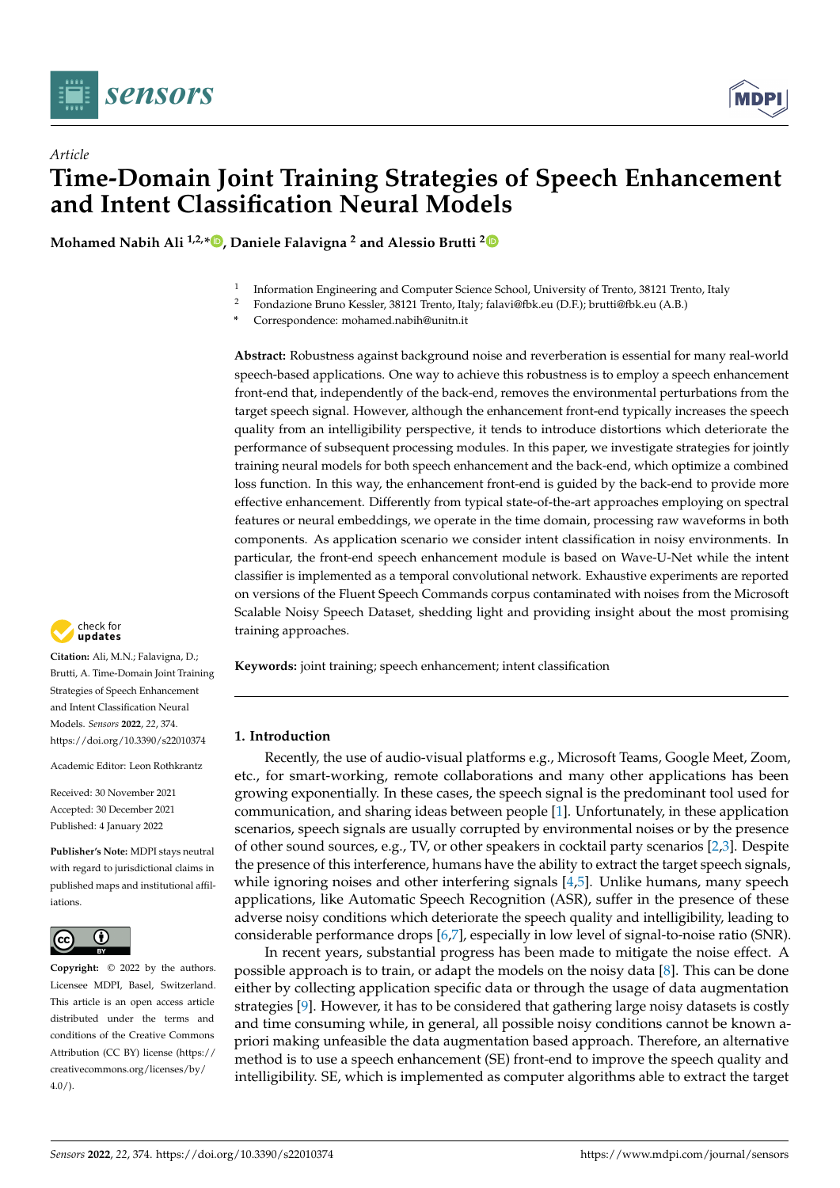*Article*

# Time-Domain Joint Training Strategies of Speech Enhancement and Intent Classification Neural Models

**Mohamed Nabih Ali [1,2,*], Daniele Falavigna [2] and Alessio Brutti [2]**

[1] Information Engineering and Computer Science School, University of Trento, 38121 Trento, Italy
[2] Fondazione Bruno Kessler, 38121 Trento, Italy; falavi@fbk.eu (D.F.); brutti@fbk.eu (A.B.)
* Correspondence: mohamed.nabih@unitn.it

**Abstract:** Robustness against background noise and reverberation is essential for many real-world speech-based applications. One way to achieve this robustness is to employ a speech enhancement front-end that, independently of the back-end, removes the environmental perturbations from the target speech signal. However, although the enhancement front-end typically increases the speech quality from an intelligibility perspective, it tends to introduce distortions which deteriorate the performance of subsequent processing modules. In this paper, we investigate strategies for jointly training neural models for both speech enhancement and the back-end, which optimize a combined loss function. In this way, the enhancement front-end is guided by the back-end to provide more effective enhancement. Differently from typical state-of-the-art approaches employing on spectral features or neural embeddings, we operate in the time domain, processing raw waveforms in both components. As application scenario we consider intent classification in noisy environments. In particular, the front-end speech enhancement module is based on Wave-U-Net while the intent classifier is implemented as a temporal convolutional network. Exhaustive experiments are reported on versions of the Fluent Speech Commands corpus contaminated with noises from the Microsoft Scalable Noisy Speech Dataset, shedding light and providing insight about the most promising training approaches.

**Keywords:** joint training; speech enhancement; intent classification

**Citation:** Ali, M.N.; Falavigna, D.; Brutti, A. Time-Domain Joint Training Strategies of Speech Enhancement and Intent Classification Neural Models. *Sensors* **2022**, *22*, 374. https://doi.org/10.3390/s22010374

Academic Editor: Leon Rothkrantz

Received: 30 November 2021
Accepted: 30 December 2021
Published: 4 January 2022

**Publisher's Note:** MDPI stays neutral with regard to jurisdictional claims in published maps and institutional affiliations.

**Copyright:** © 2022 by the authors. Licensee MDPI, Basel, Switzerland. This article is an open access article distributed under the terms and conditions of the Creative Commons Attribution (CC BY) license (https://creativecommons.org/licenses/by/4.0/).

## 1. Introduction

Recently, the use of audio-visual platforms e.g., Microsoft Teams, Google Meet, Zoom, etc., for smart-working, remote collaborations and many other applications has been growing exponentially. In these cases, the speech signal is the predominant tool used for communication, and sharing ideas between people [1]. Unfortunately, in these application scenarios, speech signals are usually corrupted by environmental noises or by the presence of other sound sources, e.g., TV, or other speakers in cocktail party scenarios [2,3]. Despite the presence of this interference, humans have the ability to extract the target speech signals, while ignoring noises and other interfering signals [4,5]. Unlike humans, many speech applications, like Automatic Speech Recognition (ASR), suffer in the presence of these adverse noisy conditions which deteriorate the speech quality and intelligibility, leading to considerable performance drops [6,7], especially in low level of signal-to-noise ratio (SNR).

In recent years, substantial progress has been made to mitigate the noise effect. A possible approach is to train, or adapt the models on the noisy data [8]. This can be done either by collecting application specific data or through the usage of data augmentation strategies [9]. However, it has to be considered that gathering large noisy datasets is costly and time consuming while, in general, all possible noisy conditions cannot be known a-priori making unfeasible the data augmentation based approach. Therefore, an alternative method is to use a speech enhancement (SE) front-end to improve the speech quality and intelligibility. SE, which is implemented as computer algorithms able to extract the target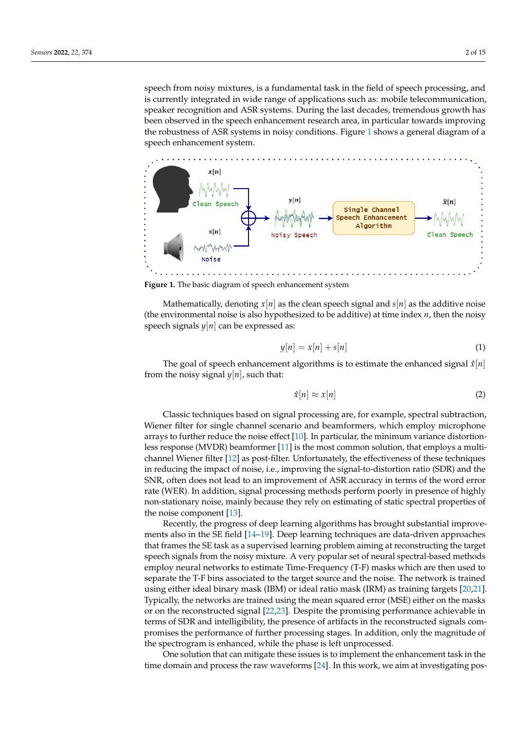speech from noisy mixtures, is a fundamental task in the field of speech processing, and is currently integrated in wide range of applications such as: mobile telecommunication, speaker recognition and ASR systems. During the last decades, tremendous growth has been observed in the speech enhancement research area, in particular towards improving the robustness of ASR systems in noisy conditions. Figure 1 shows a general diagram of a speech enhancement system.

**Figure 1.** The basic diagram of speech enhancement system

Mathematically, denoting $x[n]$ as the clean speech signal and $s[n]$ as the additive noise (the environmental noise is also hypothesized to be additive) at time index $n$, then the noisy speech signals $y[n]$ can be expressed as:

$$y[n] = x[n] + s[n] \tag{1}$$

The goal of speech enhancement algorithms is to estimate the enhanced signal $\hat{x}[n]$ from the noisy signal $y[n]$, such that:

$$\hat{x}[n] \approx x[n] \tag{2}$$

Classic techniques based on signal processing are, for example, spectral subtraction, Wiener filter for single channel scenario and beamformers, which employ microphone arrays to further reduce the noise effect [10]. In particular, the minimum variance distortionless response (MVDR) beamformer [11] is the most common solution, that employs a multi-channel Wiener filter [12] as post-filter. Unfortunately, the effectiveness of these techniques in reducing the impact of noise, i.e., improving the signal-to-distortion ratio (SDR) and the SNR, often does not lead to an improvement of ASR accuracy in terms of the word error rate (WER). In addition, signal processing methods perform poorly in presence of highly non-stationary noise, mainly because they rely on estimating of static spectral properties of the noise component [13].

Recently, the progress of deep learning algorithms has brought substantial improvements also in the SE field [14–19]. Deep learning techniques are data-driven approaches that frames the SE task as a supervised learning problem aiming at reconstructing the target speech signals from the noisy mixture. A very popular set of neural spectral-based methods employ neural networks to estimate Time-Frequency (T-F) masks which are then used to separate the T-F bins associated to the target source and the noise. The network is trained using either ideal binary mask (IBM) or ideal ratio mask (IRM) as training targets [20,21]. Typically, the networks are trained using the mean squared error (MSE) either on the masks or on the reconstructed signal [22,23]. Despite the promising performance achievable in terms of SDR and intelligibility, the presence of artifacts in the reconstructed signals compromises the performance of further processing stages. In addition, only the magnitude of the spectrogram is enhanced, while the phase is left unprocessed.

One solution that can mitigate these issues is to implement the enhancement task in the time domain and process the raw waveforms [24]. In this work, we aim at investigating pos-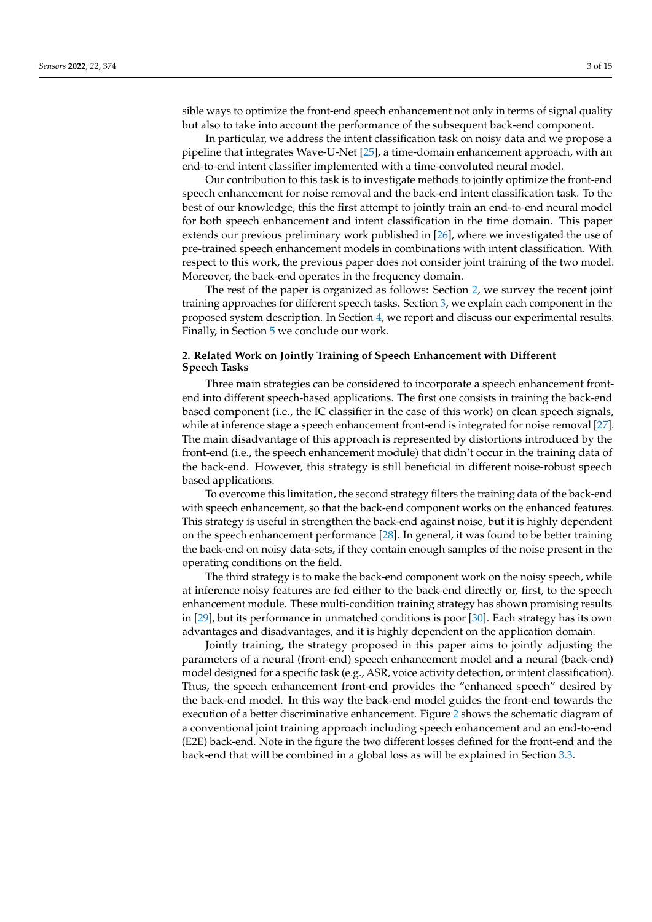sible ways to optimize the front-end speech enhancement not only in terms of signal quality but also to take into account the performance of the subsequent back-end component.

In particular, we address the intent classification task on noisy data and we propose a pipeline that integrates Wave-U-Net [25], a time-domain enhancement approach, with an end-to-end intent classifier implemented with a time-convoluted neural model.

Our contribution to this task is to investigate methods to jointly optimize the front-end speech enhancement for noise removal and the back-end intent classification task. To the best of our knowledge, this the first attempt to jointly train an end-to-end neural model for both speech enhancement and intent classification in the time domain. This paper extends our previous preliminary work published in [26], where we investigated the use of pre-trained speech enhancement models in combinations with intent classification. With respect to this work, the previous paper does not consider joint training of the two model. Moreover, the back-end operates in the frequency domain.

The rest of the paper is organized as follows: Section 2, we survey the recent joint training approaches for different speech tasks. Section 3, we explain each component in the proposed system description. In Section 4, we report and discuss our experimental results. Finally, in Section 5 we conclude our work.

## 2. Related Work on Jointly Training of Speech Enhancement with Different Speech Tasks

Three main strategies can be considered to incorporate a speech enhancement front-end into different speech-based applications. The first one consists in training the back-end based component (i.e., the IC classifier in the case of this work) on clean speech signals, while at inference stage a speech enhancement front-end is integrated for noise removal [27]. The main disadvantage of this approach is represented by distortions introduced by the front-end (i.e., the speech enhancement module) that didn't occur in the training data of the back-end. However, this strategy is still beneficial in different noise-robust speech based applications.

To overcome this limitation, the second strategy filters the training data of the back-end with speech enhancement, so that the back-end component works on the enhanced features. This strategy is useful in strengthen the back-end against noise, but it is highly dependent on the speech enhancement performance [28]. In general, it was found to be better training the back-end on noisy data-sets, if they contain enough samples of the noise present in the operating conditions on the field.

The third strategy is to make the back-end component work on the noisy speech, while at inference noisy features are fed either to the back-end directly or, first, to the speech enhancement module. These multi-condition training strategy has shown promising results in [29], but its performance in unmatched conditions is poor [30]. Each strategy has its own advantages and disadvantages, and it is highly dependent on the application domain.

Jointly training, the strategy proposed in this paper aims to jointly adjusting the parameters of a neural (front-end) speech enhancement model and a neural (back-end) model designed for a specific task (e.g., ASR, voice activity detection, or intent classification). Thus, the speech enhancement front-end provides the "enhanced speech" desired by the back-end model. In this way the back-end model guides the front-end towards the execution of a better discriminative enhancement. Figure 2 shows the schematic diagram of a conventional joint training approach including speech enhancement and an end-to-end (E2E) back-end. Note in the figure the two different losses defined for the front-end and the back-end that will be combined in a global loss as will be explained in Section 3.3.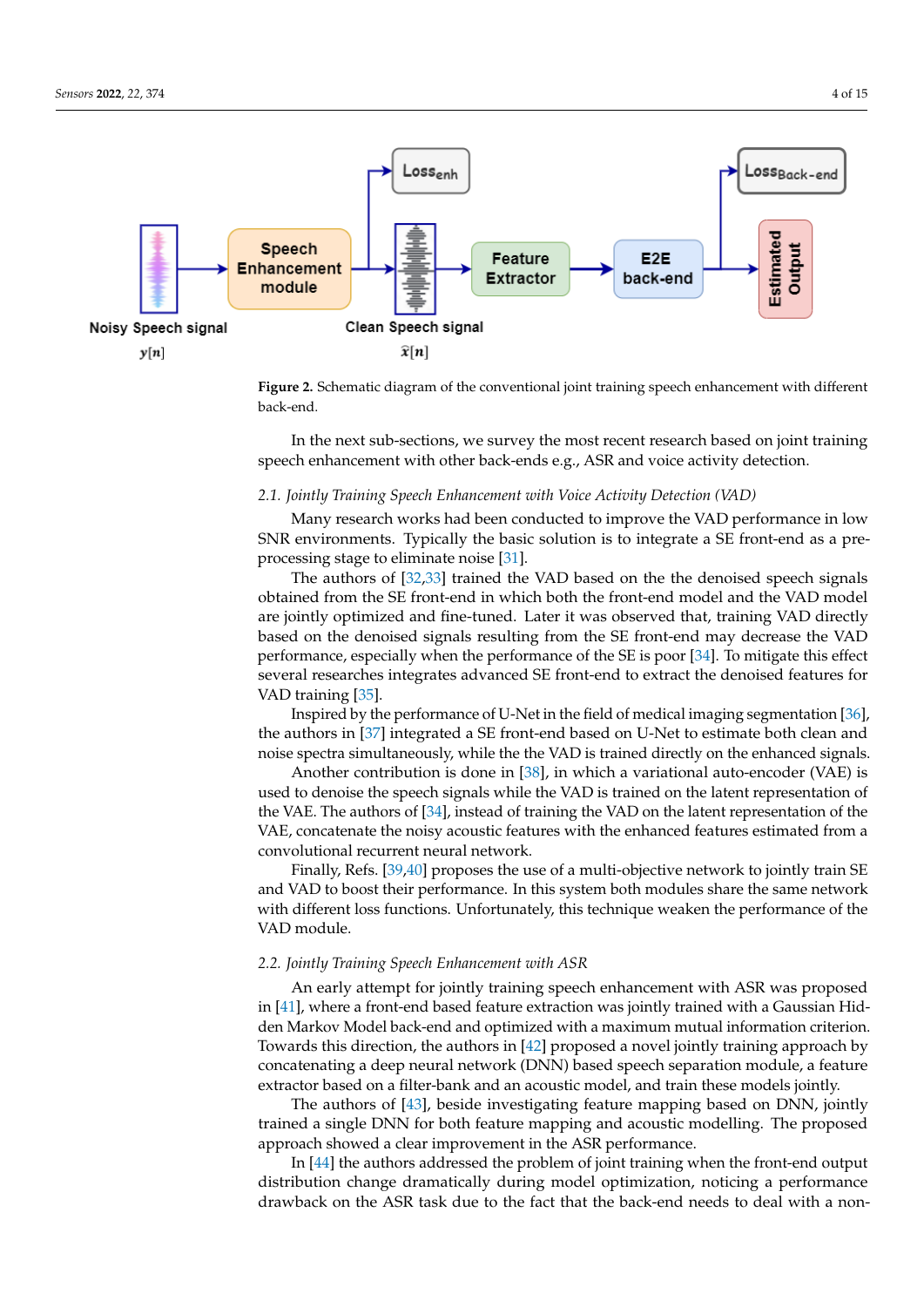**Figure 2.** Schematic diagram of the conventional joint training speech enhancement with different back-end.

In the next sub-sections, we survey the most recent research based on joint training speech enhancement with other back-ends e.g., ASR and voice activity detection.

### 2.1. Jointly Training Speech Enhancement with Voice Activity Detection (VAD)

Many research works had been conducted to improve the VAD performance in low SNR environments. Typically the basic solution is to integrate a SE front-end as a pre-processing stage to eliminate noise [31].

The authors of [32,33] trained the VAD based on the the denoised speech signals obtained from the SE front-end in which both the front-end model and the VAD model are jointly optimized and fine-tuned. Later it was observed that, training VAD directly based on the denoised signals resulting from the SE front-end may decrease the VAD performance, especially when the performance of the SE is poor [34]. To mitigate this effect several researches integrates advanced SE front-end to extract the denoised features for VAD training [35].

Inspired by the performance of U-Net in the field of medical imaging segmentation [36], the authors in [37] integrated a SE front-end based on U-Net to estimate both clean and noise spectra simultaneously, while the the VAD is trained directly on the enhanced signals.

Another contribution is done in [38], in which a variational auto-encoder (VAE) is used to denoise the speech signals while the VAD is trained on the latent representation of the VAE. The authors of [34], instead of training the VAD on the latent representation of the VAE, concatenate the noisy acoustic features with the enhanced features estimated from a convolutional recurrent neural network.

Finally, Refs. [39,40] proposes the use of a multi-objective network to jointly train SE and VAD to boost their performance. In this system both modules share the same network with different loss functions. Unfortunately, this technique weaken the performance of the VAD module.

### 2.2. Jointly Training Speech Enhancement with ASR

An early attempt for jointly training speech enhancement with ASR was proposed in [41], where a front-end based feature extraction was jointly trained with a Gaussian Hidden Markov Model back-end and optimized with a maximum mutual information criterion. Towards this direction, the authors in [42] proposed a novel jointly training approach by concatenating a deep neural network (DNN) based speech separation module, a feature extractor based on a filter-bank and an acoustic model, and train these models jointly.

The authors of [43], beside investigating feature mapping based on DNN, jointly trained a single DNN for both feature mapping and acoustic modelling. The proposed approach showed a clear improvement in the ASR performance.

In [44] the authors addressed the problem of joint training when the front-end output distribution change dramatically during model optimization, noticing a performance drawback on the ASR task due to the fact that the back-end needs to deal with a non-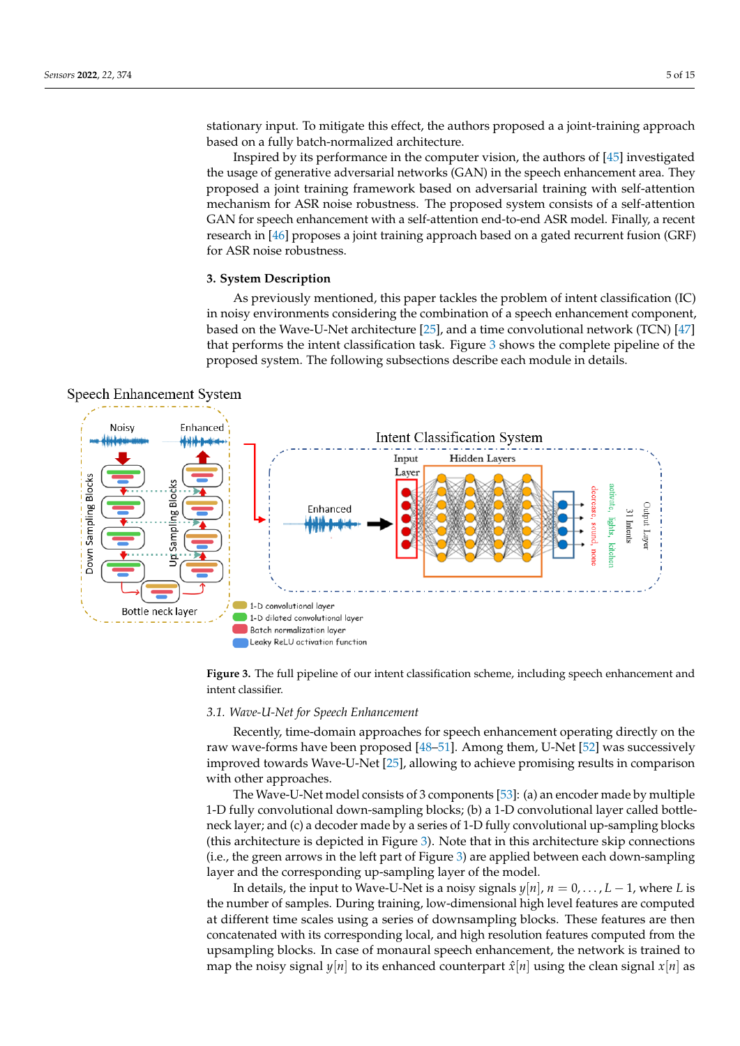stationary input. To mitigate this effect, the authors proposed a a joint-training approach based on a fully batch-normalized architecture.

Inspired by its performance in the computer vision, the authors of [45] investigated the usage of generative adversarial networks (GAN) in the speech enhancement area. They proposed a joint training framework based on adversarial training with self-attention mechanism for ASR noise robustness. The proposed system consists of a self-attention GAN for speech enhancement with a self-attention end-to-end ASR model. Finally, a recent research in [46] proposes a joint training approach based on a gated recurrent fusion (GRF) for ASR noise robustness.

## 3. System Description

As previously mentioned, this paper tackles the problem of intent classification (IC) in noisy environments considering the combination of a speech enhancement component, based on the Wave-U-Net architecture [25], and a time convolutional network (TCN) [47] that performs the intent classification task. Figure 3 shows the complete pipeline of the proposed system. The following subsections describe each module in details.

**Figure 3.** The full pipeline of our intent classification scheme, including speech enhancement and intent classifier.

### 3.1. Wave-U-Net for Speech Enhancement

Recently, time-domain approaches for speech enhancement operating directly on the raw wave-forms have been proposed [48–51]. Among them, U-Net [52] was successively improved towards Wave-U-Net [25], allowing to achieve promising results in comparison with other approaches.

The Wave-U-Net model consists of 3 components [53]: (a) an encoder made by multiple 1-D fully convolutional down-sampling blocks; (b) a 1-D convolutional layer called bottle-neck layer; and (c) a decoder made by a series of 1-D fully convolutional up-sampling blocks (this architecture is depicted in Figure 3). Note that in this architecture skip connections (i.e., the green arrows in the left part of Figure 3) are applied between each down-sampling layer and the corresponding up-sampling layer of the model.

In details, the input to Wave-U-Net is a noisy signals $y[n]$, $n = 0, \ldots, L-1$, where $L$ is the number of samples. During training, low-dimensional high level features are computed at different time scales using a series of downsampling blocks. These features are then concatenated with its corresponding local, and high resolution features computed from the upsampling blocks. In case of monaural speech enhancement, the network is trained to map the noisy signal $y[n]$ to its enhanced counterpart $\hat{x}[n]$ using the clean signal $x[n]$ as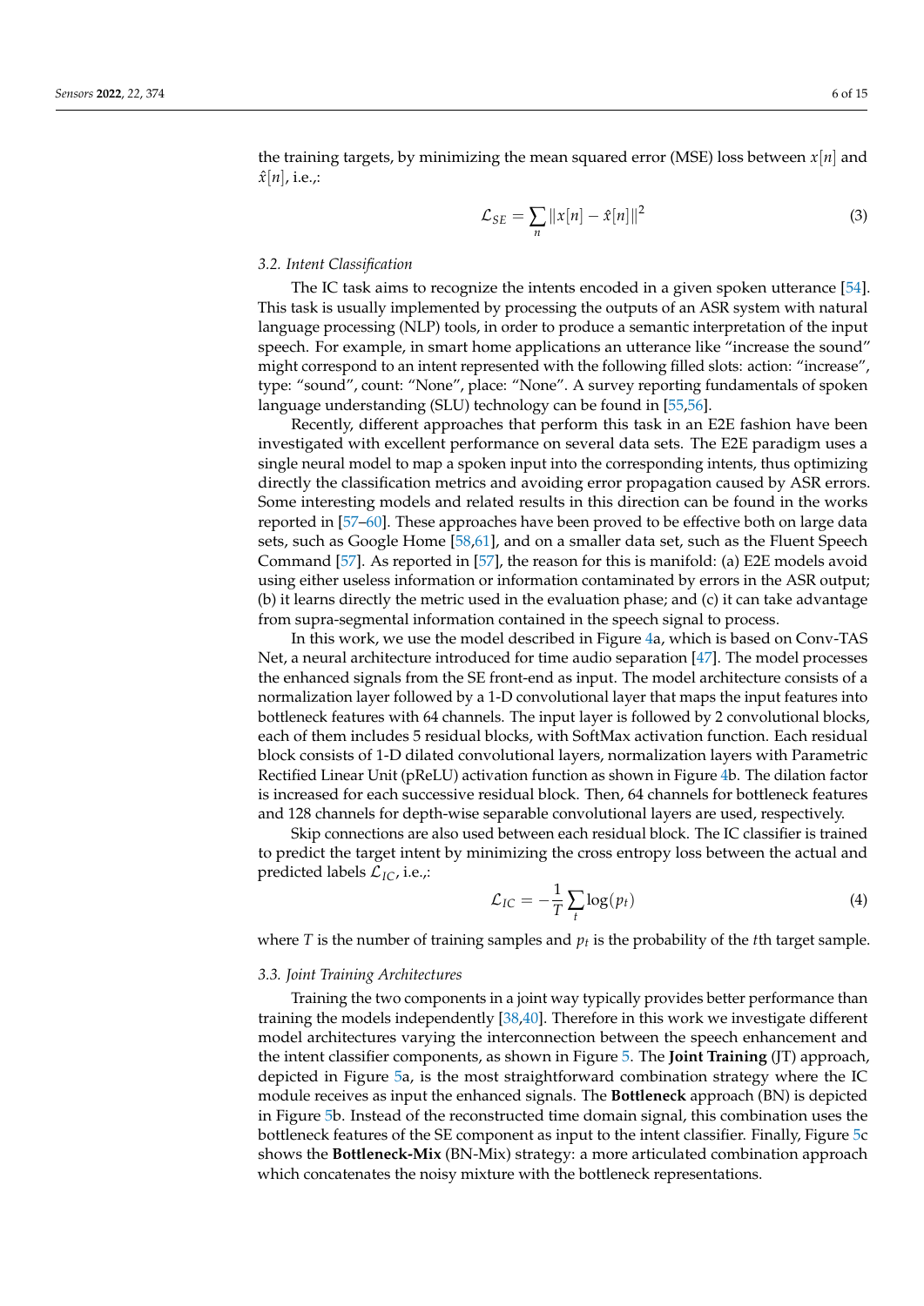the training targets, by minimizing the mean squared error (MSE) loss between $x[n]$ and $\hat{x}[n]$, i.e.,:

$$\mathcal{L}_{SE} = \sum_{n} \|x[n] - \hat{x}[n]\|^2 \tag{3}$$

### 3.2. Intent Classification

The IC task aims to recognize the intents encoded in a given spoken utterance [54]. This task is usually implemented by processing the outputs of an ASR system with natural language processing (NLP) tools, in order to produce a semantic interpretation of the input speech. For example, in smart home applications an utterance like "increase the sound" might correspond to an intent represented with the following filled slots: action: "increase", type: "sound", count: "None", place: "None". A survey reporting fundamentals of spoken language understanding (SLU) technology can be found in [55,56].

Recently, different approaches that perform this task in an E2E fashion have been investigated with excellent performance on several data sets. The E2E paradigm uses a single neural model to map a spoken input into the corresponding intents, thus optimizing directly the classification metrics and avoiding error propagation caused by ASR errors. Some interesting models and related results in this direction can be found in the works reported in [57–60]. These approaches have been proved to be effective both on large data sets, such as Google Home [58,61], and on a smaller data set, such as the Fluent Speech Command [57]. As reported in [57], the reason for this is manifold: (a) E2E models avoid using either useless information or information contaminated by errors in the ASR output; (b) it learns directly the metric used in the evaluation phase; and (c) it can take advantage from supra-segmental information contained in the speech signal to process.

In this work, we use the model described in Figure 4a, which is based on Conv-TAS Net, a neural architecture introduced for time audio separation [47]. The model processes the enhanced signals from the SE front-end as input. The model architecture consists of a normalization layer followed by a 1-D convolutional layer that maps the input features into bottleneck features with 64 channels. The input layer is followed by 2 convolutional blocks, each of them includes 5 residual blocks, with SoftMax activation function. Each residual block consists of 1-D dilated convolutional layers, normalization layers with Parametric Rectified Linear Unit (pReLU) activation function as shown in Figure 4b. The dilation factor is increased for each successive residual block. Then, 64 channels for bottleneck features and 128 channels for depth-wise separable convolutional layers are used, respectively.

Skip connections are also used between each residual block. The IC classifier is trained to predict the target intent by minimizing the cross entropy loss between the actual and predicted labels $\mathcal{L}_{IC}$, i.e.,:

$$\mathcal{L}_{IC} = -\frac{1}{T} \sum_{t} \log(p_t) \tag{4}$$

where $T$ is the number of training samples and $p_t$ is the probability of the $t$th target sample.

### 3.3. Joint Training Architectures

Training the two components in a joint way typically provides better performance than training the models independently [38,40]. Therefore in this work we investigate different model architectures varying the interconnection between the speech enhancement and the intent classifier components, as shown in Figure 5. The **Joint Training** (JT) approach, depicted in Figure 5a, is the most straightforward combination strategy where the IC module receives as input the enhanced signals. The **Bottleneck** approach (BN) is depicted in Figure 5b. Instead of the reconstructed time domain signal, this combination uses the bottleneck features of the SE component as input to the intent classifier. Finally, Figure 5c shows the **Bottleneck-Mix** (BN-Mix) strategy: a more articulated combination approach which concatenates the noisy mixture with the bottleneck representations.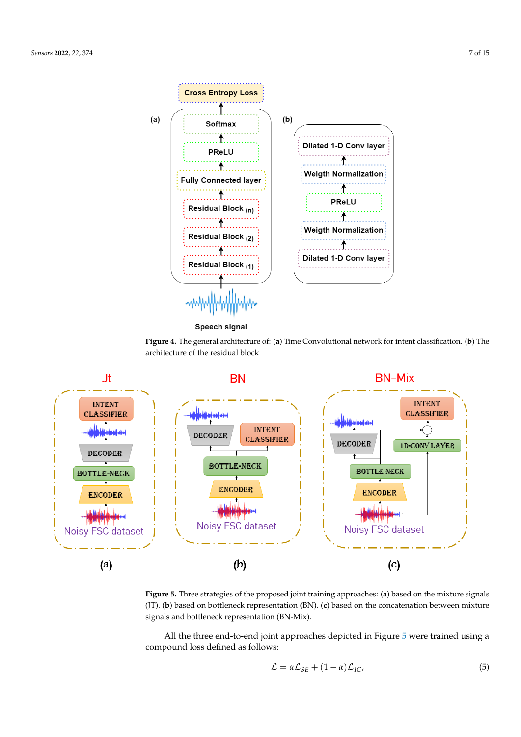**Figure 4.** The general architecture of: (**a**) Time Convolutional network for intent classification. (**b**) The architecture of the residual block

**Figure 5.** Three strategies of the proposed joint training approaches: (**a**) based on the mixture signals (JT). (**b**) based on bottleneck representation (BN). (**c**) based on the concatenation between mixture signals and bottleneck representation (BN-Mix).

All the three end-to-end joint approaches depicted in Figure 5 were trained using a compound loss defined as follows:

$$\mathcal{L} = \alpha \mathcal{L}_{SE} + (1 - \alpha)\mathcal{L}_{IC}, \quad (5)$$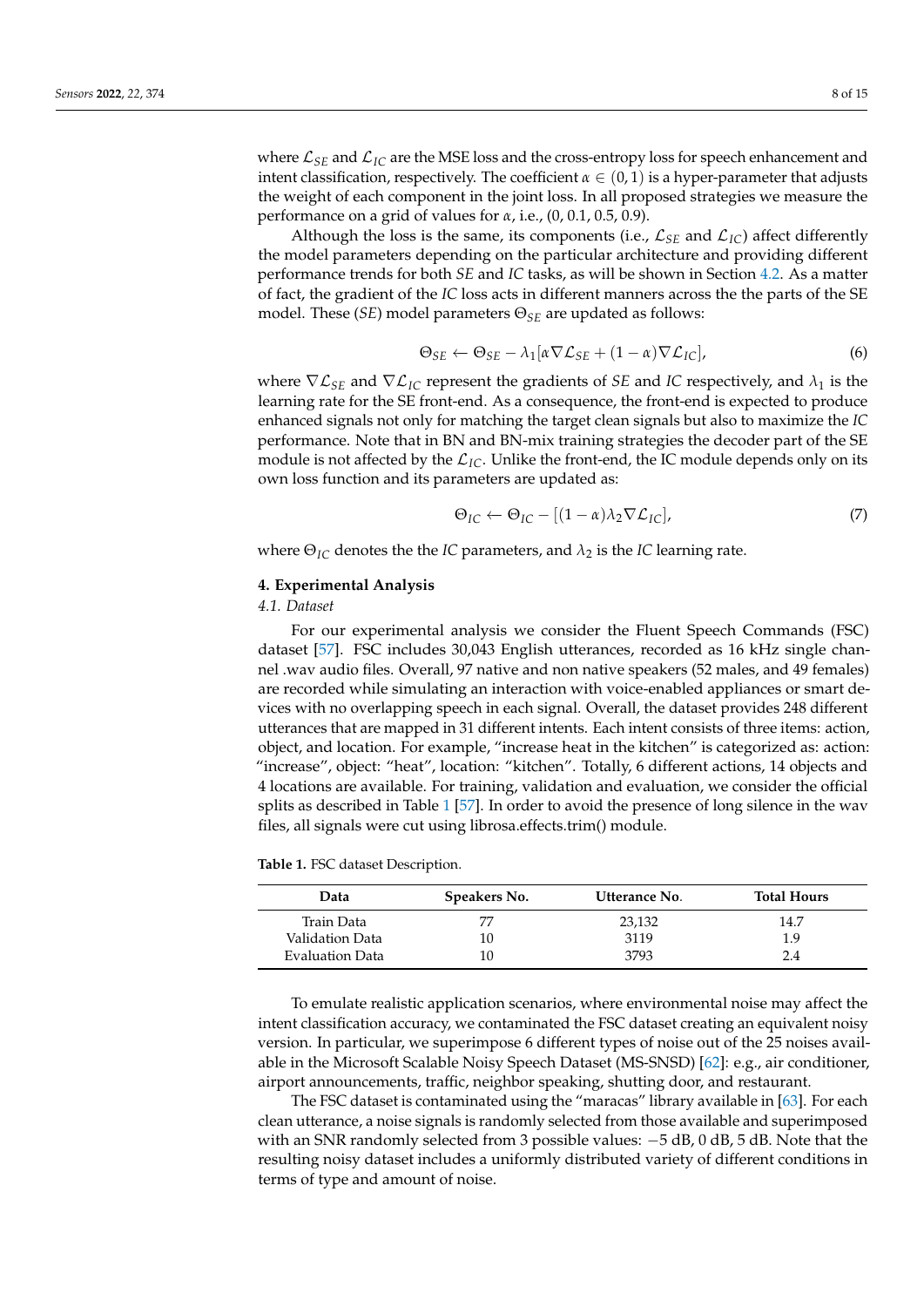where $\mathcal{L}_{SE}$ and $\mathcal{L}_{IC}$ are the MSE loss and the cross-entropy loss for speech enhancement and intent classification, respectively. The coefficient $\alpha \in (0, 1)$ is a hyper-parameter that adjusts the weight of each component in the joint loss. In all proposed strategies we measure the performance on a grid of values for $\alpha$, i.e., (0, 0.1, 0.5, 0.9).

Although the loss is the same, its components (i.e., $\mathcal{L}_{SE}$ and $\mathcal{L}_{IC}$) affect differently the model parameters depending on the particular architecture and providing different performance trends for both *SE* and *IC* tasks, as will be shown in Section 4.2. As a matter of fact, the gradient of the *IC* loss acts in different manners across the the parts of the SE model. These (*SE*) model parameters $\Theta_{SE}$ are updated as follows:

$$\Theta_{SE} \leftarrow \Theta_{SE} - \lambda_1[\alpha \nabla \mathcal{L}_{SE} + (1 - \alpha) \nabla \mathcal{L}_{IC}], \tag{6}$$

where $\nabla \mathcal{L}_{SE}$ and $\nabla \mathcal{L}_{IC}$ represent the gradients of *SE* and *IC* respectively, and $\lambda_1$ is the learning rate for the SE front-end. As a consequence, the front-end is expected to produce enhanced signals not only for matching the target clean signals but also to maximize the *IC* performance. Note that in BN and BN-mix training strategies the decoder part of the SE module is not affected by the $\mathcal{L}_{IC}$. Unlike the front-end, the IC module depends only on its own loss function and its parameters are updated as:

$$\Theta_{IC} \leftarrow \Theta_{IC} - [(1 - \alpha)\lambda_2 \nabla \mathcal{L}_{IC}], \tag{7}$$

where $\Theta_{IC}$ denotes the the *IC* parameters, and $\lambda_2$ is the *IC* learning rate.

## 4. Experimental Analysis

### *4.1. Dataset*

For our experimental analysis we consider the Fluent Speech Commands (FSC) dataset [57]. FSC includes 30,043 English utterances, recorded as 16 kHz single channel .wav audio files. Overall, 97 native and non native speakers (52 males, and 49 females) are recorded while simulating an interaction with voice-enabled appliances or smart devices with no overlapping speech in each signal. Overall, the dataset provides 248 different utterances that are mapped in 31 different intents. Each intent consists of three items: action, object, and location. For example, "increase heat in the kitchen" is categorized as: action: "increase", object: "heat", location: "kitchen". Totally, 6 different actions, 14 objects and 4 locations are available. For training, validation and evaluation, we consider the official splits as described in Table 1 [57]. In order to avoid the presence of long silence in the wav files, all signals were cut using librosa.effects.trim() module.

**Table 1.** FSC dataset Description.

| Data | Speakers No. | Utterance No. | Total Hours |
|---|---|---|---|
| Train Data | 77 | 23,132 | 14.7 |
| Validation Data | 10 | 3119 | 1.9 |
| Evaluation Data | 10 | 3793 | 2.4 |

To emulate realistic application scenarios, where environmental noise may affect the intent classification accuracy, we contaminated the FSC dataset creating an equivalent noisy version. In particular, we superimpose 6 different types of noise out of the 25 noises available in the Microsoft Scalable Noisy Speech Dataset (MS-SNSD) [62]: e.g., air conditioner, airport announcements, traffic, neighbor speaking, shutting door, and restaurant.

The FSC dataset is contaminated using the "maracas" library available in [63]. For each clean utterance, a noise signals is randomly selected from those available and superimposed with an SNR randomly selected from 3 possible values: −5 dB, 0 dB, 5 dB. Note that the resulting noisy dataset includes a uniformly distributed variety of different conditions in terms of type and amount of noise.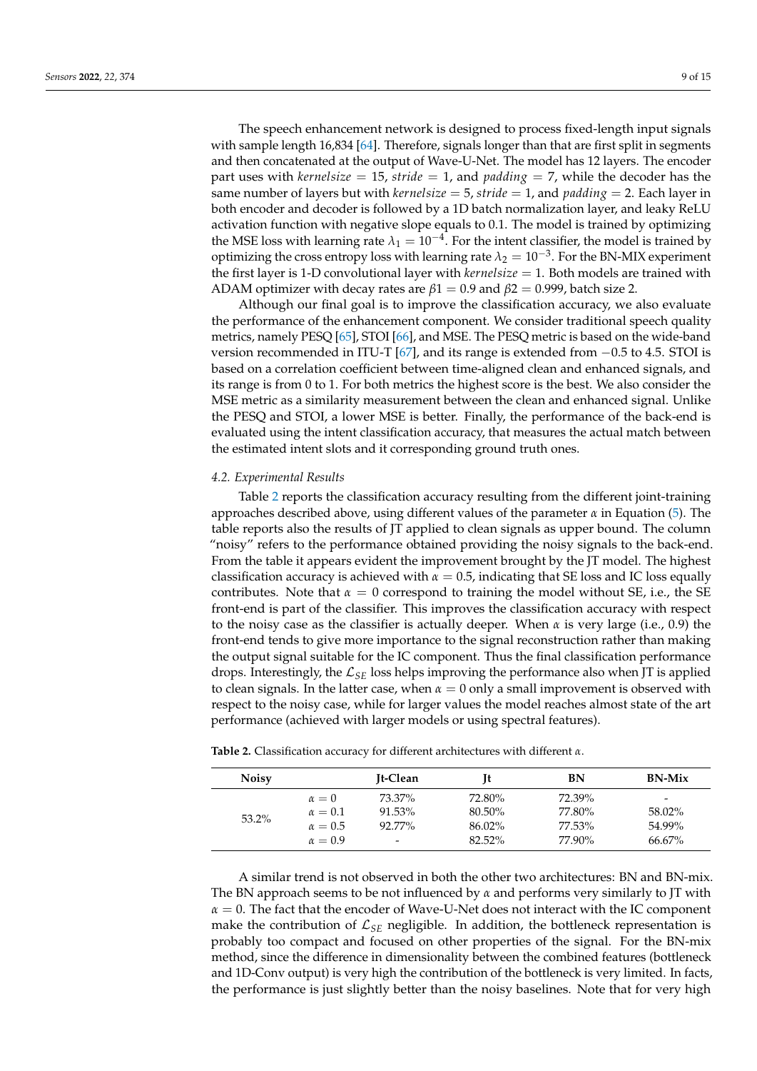The speech enhancement network is designed to process fixed-length input signals with sample length 16,834 [64]. Therefore, signals longer than that are first split in segments and then concatenated at the output of Wave-U-Net. The model has 12 layers. The encoder part uses with $kernelsize = 15$, $stride = 1$, and $padding = 7$, while the decoder has the same number of layers but with $kernelsize = 5$, $stride = 1$, and $padding = 2$. Each layer in both encoder and decoder is followed by a 1D batch normalization layer, and leaky ReLU activation function with negative slope equals to 0.1. The model is trained by optimizing the MSE loss with learning rate $\lambda_1 = 10^{-4}$. For the intent classifier, the model is trained by optimizing the cross entropy loss with learning rate $\lambda_2 = 10^{-3}$. For the BN-MIX experiment the first layer is 1-D convolutional layer with $kernelsize = 1$. Both models are trained with ADAM optimizer with decay rates are $\beta 1 = 0.9$ and $\beta 2 = 0.999$, batch size 2.

Although our final goal is to improve the classification accuracy, we also evaluate the performance of the enhancement component. We consider traditional speech quality metrics, namely PESQ [65], STOI [66], and MSE. The PESQ metric is based on the wide-band version recommended in ITU-T [67], and its range is extended from $-0.5$ to 4.5. STOI is based on a correlation coefficient between time-aligned clean and enhanced signals, and its range is from 0 to 1. For both metrics the highest score is the best. We also consider the MSE metric as a similarity measurement between the clean and enhanced signal. Unlike the PESQ and STOI, a lower MSE is better. Finally, the performance of the back-end is evaluated using the intent classification accuracy, that measures the actual match between the estimated intent slots and it corresponding ground truth ones.

### 4.2. Experimental Results

Table 2 reports the classification accuracy resulting from the different joint-training approaches described above, using different values of the parameter $\alpha$ in Equation (5). The table reports also the results of JT applied to clean signals as upper bound. The column "noisy" refers to the performance obtained providing the noisy signals to the back-end. From the table it appears evident the improvement brought by the JT model. The highest classification accuracy is achieved with $\alpha = 0.5$, indicating that SE loss and IC loss equally contributes. Note that $\alpha = 0$ correspond to training the model without SE, i.e., the SE front-end is part of the classifier. This improves the classification accuracy with respect to the noisy case as the classifier is actually deeper. When $\alpha$ is very large (i.e., 0.9) the front-end tends to give more importance to the signal reconstruction rather than making the output signal suitable for the IC component. Thus the final classification performance drops. Interestingly, the $\mathcal{L}_{SE}$ loss helps improving the performance also when JT is applied to clean signals. In the latter case, when $\alpha = 0$ only a small improvement is observed with respect to the noisy case, while for larger values the model reaches almost state of the art performance (achieved with larger models or using spectral features).

**Table 2.** Classification accuracy for different architectures with different $\alpha$.

| Noisy | | Jt-Clean | Jt | BN | BN-Mix |
|---|---|---|---|---|---|
| 53.2% | $\alpha = 0$ | 73.37% | 72.80% | 72.39% | - |
| | $\alpha = 0.1$ | 91.53% | 80.50% | 77.80% | 58.02% |
| | $\alpha = 0.5$ | 92.77% | 86.02% | 77.53% | 54.99% |
| | $\alpha = 0.9$ | - | 82.52% | 77.90% | 66.67% |

A similar trend is not observed in both the other two architectures: BN and BN-mix. The BN approach seems to be not influenced by $\alpha$ and performs very similarly to JT with $\alpha = 0$. The fact that the encoder of Wave-U-Net does not interact with the IC component make the contribution of $\mathcal{L}_{SE}$ negligible. In addition, the bottleneck representation is probably too compact and focused on other properties of the signal. For the BN-mix method, since the difference in dimensionality between the combined features (bottleneck and 1D-Conv output) is very high the contribution of the bottleneck is very limited. In facts, the performance is just slightly better than the noisy baselines. Note that for very high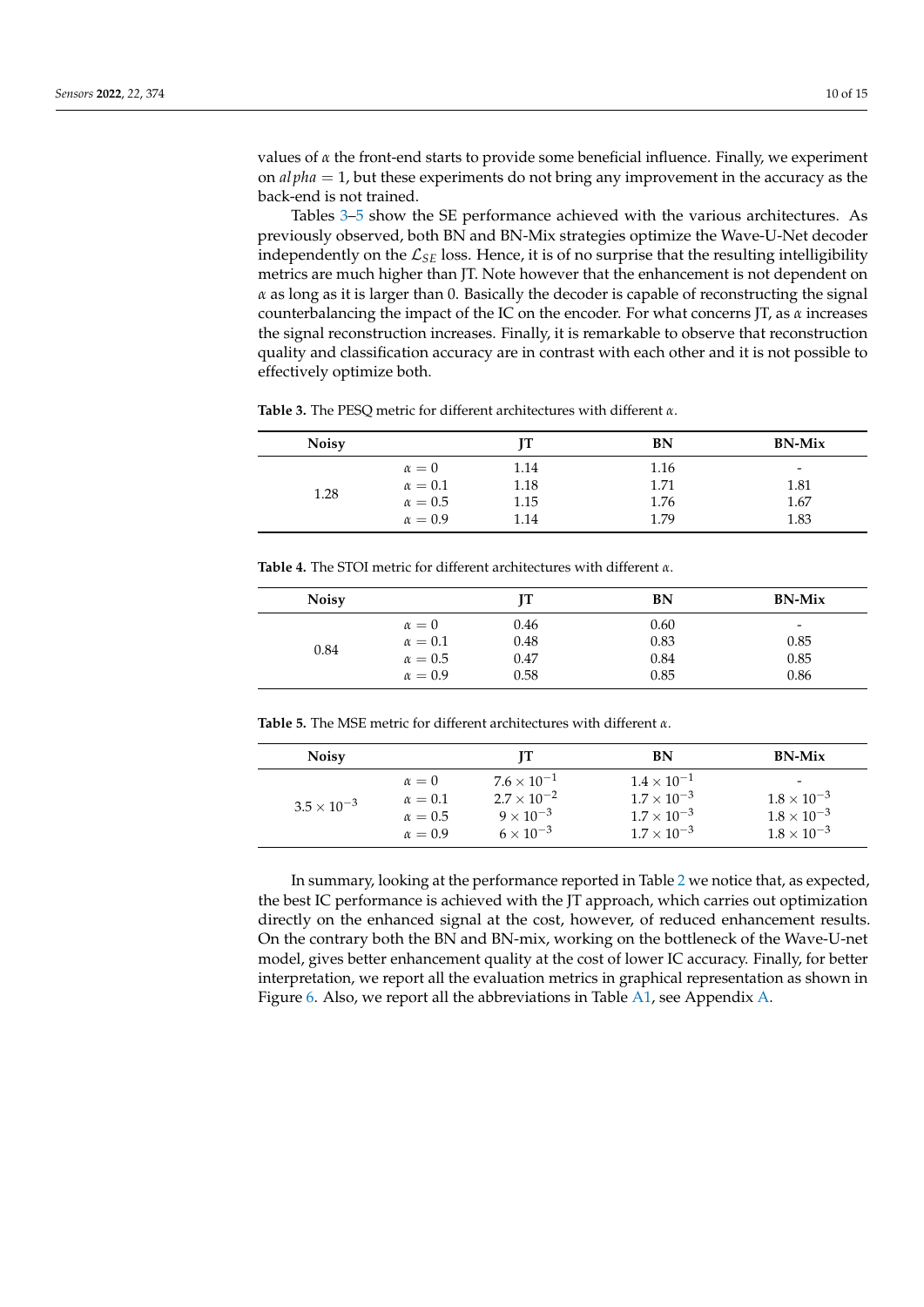values of $\alpha$ the front-end starts to provide some beneficial influence. Finally, we experiment on $alpha = 1$, but these experiments do not bring any improvement in the accuracy as the back-end is not trained.

Tables 3–5 show the SE performance achieved with the various architectures. As previously observed, both BN and BN-Mix strategies optimize the Wave-U-Net decoder independently on the $\mathcal{L}_{SE}$ loss. Hence, it is of no surprise that the resulting intelligibility metrics are much higher than JT. Note however that the enhancement is not dependent on $\alpha$ as long as it is larger than 0. Basically the decoder is capable of reconstructing the signal counterbalancing the impact of the IC on the encoder. For what concerns JT, as $\alpha$ increases the signal reconstruction increases. Finally, it is remarkable to observe that reconstruction quality and classification accuracy are in contrast with each other and it is not possible to effectively optimize both.

**Table 3.** The PESQ metric for different architectures with different $\alpha$.

| Noisy | | JT | BN | BN-Mix |
|---|---|---|---|---|
| 1.28 | $\alpha = 0$ | 1.14 | 1.16 | - |
| | $\alpha = 0.1$ | 1.18 | 1.71 | 1.81 |
| | $\alpha = 0.5$ | 1.15 | 1.76 | 1.67 |
| | $\alpha = 0.9$ | 1.14 | 1.79 | 1.83 |

**Table 4.** The STOI metric for different architectures with different $\alpha$.

| Noisy | | JT | BN | BN-Mix |
|---|---|---|---|---|
| 0.84 | $\alpha = 0$ | 0.46 | 0.60 | - |
| | $\alpha = 0.1$ | 0.48 | 0.83 | 0.85 |
| | $\alpha = 0.5$ | 0.47 | 0.84 | 0.85 |
| | $\alpha = 0.9$ | 0.58 | 0.85 | 0.86 |

**Table 5.** The MSE metric for different architectures with different $\alpha$.

| Noisy | | JT | BN | BN-Mix |
|---|---|---|---|---|
| $3.5 \times 10^{-3}$ | $\alpha = 0$ | $7.6 \times 10^{-1}$ | $1.4 \times 10^{-1}$ | - |
| | $\alpha = 0.1$ | $2.7 \times 10^{-2}$ | $1.7 \times 10^{-3}$ | $1.8 \times 10^{-3}$ |
| | $\alpha = 0.5$ | $9 \times 10^{-3}$ | $1.7 \times 10^{-3}$ | $1.8 \times 10^{-3}$ |
| | $\alpha = 0.9$ | $6 \times 10^{-3}$ | $1.7 \times 10^{-3}$ | $1.8 \times 10^{-3}$ |

In summary, looking at the performance reported in Table 2 we notice that, as expected, the best IC performance is achieved with the JT approach, which carries out optimization directly on the enhanced signal at the cost, however, of reduced enhancement results. On the contrary both the BN and BN-mix, working on the bottleneck of the Wave-U-net model, gives better enhancement quality at the cost of lower IC accuracy. Finally, for better interpretation, we report all the evaluation metrics in graphical representation as shown in Figure 6. Also, we report all the abbreviations in Table A1, see Appendix A.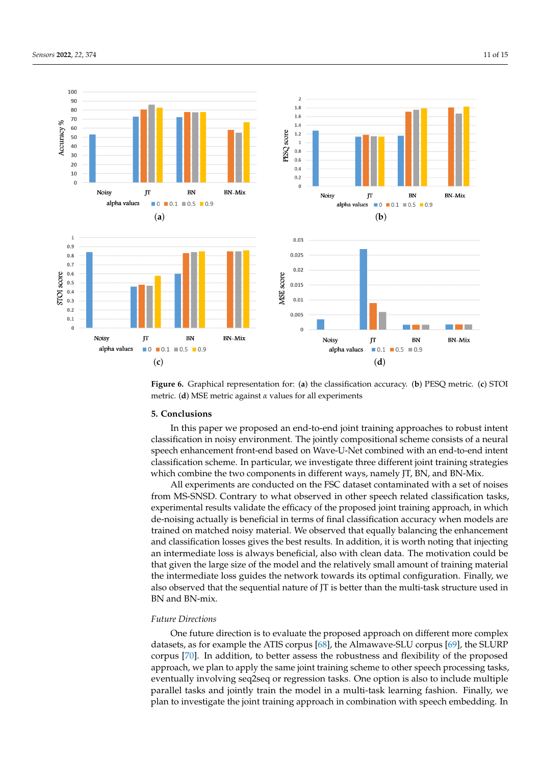**Figure 6.** Graphical representation for: (**a**) the classification accuracy. (**b**) PESQ metric. (**c**) STOI metric. (**d**) MSE metric against $\alpha$ values for all experiments

## 5. Conclusions

In this paper we proposed an end-to-end joint training approaches to robust intent classification in noisy environment. The jointly compositional scheme consists of a neural speech enhancement front-end based on Wave-U-Net combined with an end-to-end intent classification scheme. In particular, we investigate three different joint training strategies which combine the two components in different ways, namely JT, BN, and BN-Mix.

All experiments are conducted on the FSC dataset contaminated with a set of noises from MS-SNSD. Contrary to what observed in other speech related classification tasks, experimental results validate the efficacy of the proposed joint training approach, in which de-noising actually is beneficial in terms of final classification accuracy when models are trained on matched noisy material. We observed that equally balancing the enhancement and classification losses gives the best results. In addition, it is worth noting that injecting an intermediate loss is always beneficial, also with clean data. The motivation could be that given the large size of the model and the relatively small amount of training material the intermediate loss guides the network towards its optimal configuration. Finally, we also observed that the sequential nature of JT is better than the multi-task structure used in BN and BN-mix.

### *Future Directions*

One future direction is to evaluate the proposed approach on different more complex datasets, as for example the ATIS corpus [68], the Almawave-SLU corpus [69], the SLURP corpus [70]. In addition, to better assess the robustness and flexibility of the proposed approach, we plan to apply the same joint training scheme to other speech processing tasks, eventually involving seq2seq or regression tasks. One option is also to include multiple parallel tasks and jointly train the model in a multi-task learning fashion. Finally, we plan to investigate the joint training approach in combination with speech embedding. In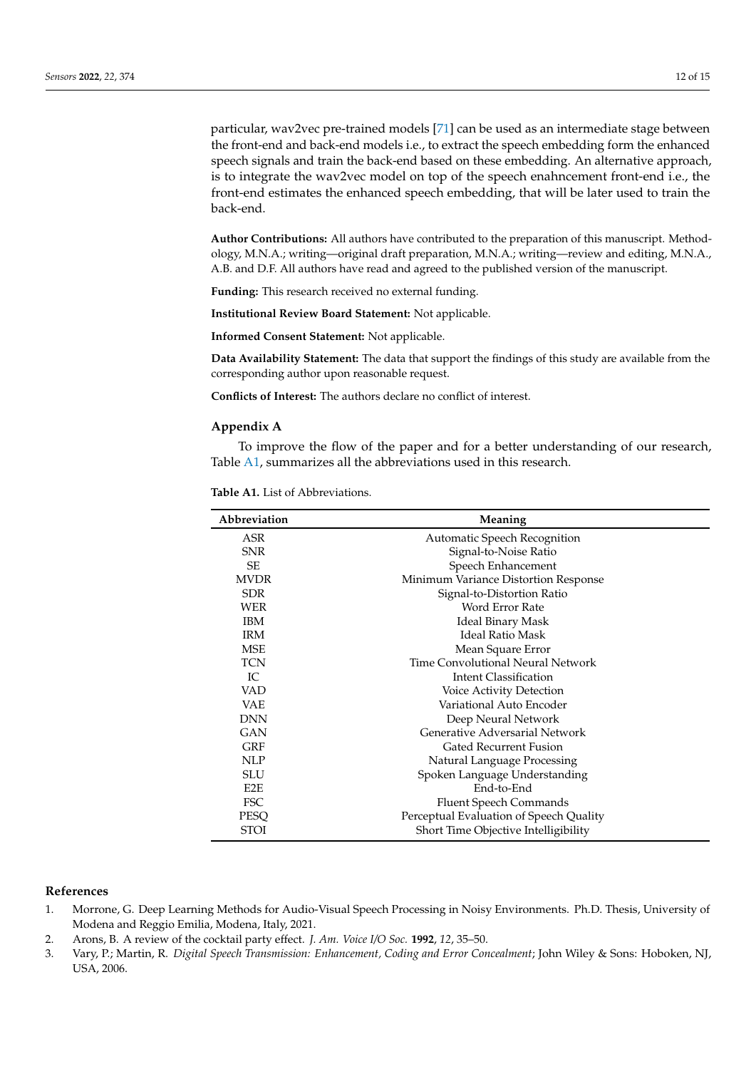particular, wav2vec pre-trained models [71] can be used as an intermediate stage between the front-end and back-end models i.e., to extract the speech embedding form the enhanced speech signals and train the back-end based on these embedding. An alternative approach, is to integrate the wav2vec model on top of the speech enahncement front-end i.e., the front-end estimates the enhanced speech embedding, that will be later used to train the back-end.

**Author Contributions:** All authors have contributed to the preparation of this manuscript. Methodology, M.N.A.; writing—original draft preparation, M.N.A.; writing—review and editing, M.N.A., A.B. and D.F. All authors have read and agreed to the published version of the manuscript.

**Funding:** This research received no external funding.

**Institutional Review Board Statement:** Not applicable.

**Informed Consent Statement:** Not applicable.

**Data Availability Statement:** The data that support the findings of this study are available from the corresponding author upon reasonable request.

**Conflicts of Interest:** The authors declare no conflict of interest.

## Appendix A

To improve the flow of the paper and for a better understanding of our research, Table A1, summarizes all the abbreviations used in this research.

**Table A1.** List of Abbreviations.

| Abbreviation | Meaning |
|---|---|
| ASR | Automatic Speech Recognition |
| SNR | Signal-to-Noise Ratio |
| SE | Speech Enhancement |
| MVDR | Minimum Variance Distortion Response |
| SDR | Signal-to-Distortion Ratio |
| WER | Word Error Rate |
| IBM | Ideal Binary Mask |
| IRM | Ideal Ratio Mask |
| MSE | Mean Square Error |
| TCN | Time Convolutional Neural Network |
| IC | Intent Classification |
| VAD | Voice Activity Detection |
| VAE | Variational Auto Encoder |
| DNN | Deep Neural Network |
| GAN | Generative Adversarial Network |
| GRF | Gated Recurrent Fusion |
| NLP | Natural Language Processing |
| SLU | Spoken Language Understanding |
| E2E | End-to-End |
| FSC | Fluent Speech Commands |
| PESQ | Perceptual Evaluation of Speech Quality |
| STOI | Short Time Objective Intelligibility |

## References

1. Morrone, G. Deep Learning Methods for Audio-Visual Speech Processing in Noisy Environments. Ph.D. Thesis, University of Modena and Reggio Emilia, Modena, Italy, 2021.
2. Arons, B. A review of the cocktail party effect. *J. Am. Voice I/O Soc.* **1992**, *12*, 35–50.
3. Vary, P.; Martin, R. *Digital Speech Transmission: Enhancement, Coding and Error Concealment*; John Wiley & Sons: Hoboken, NJ, USA, 2006.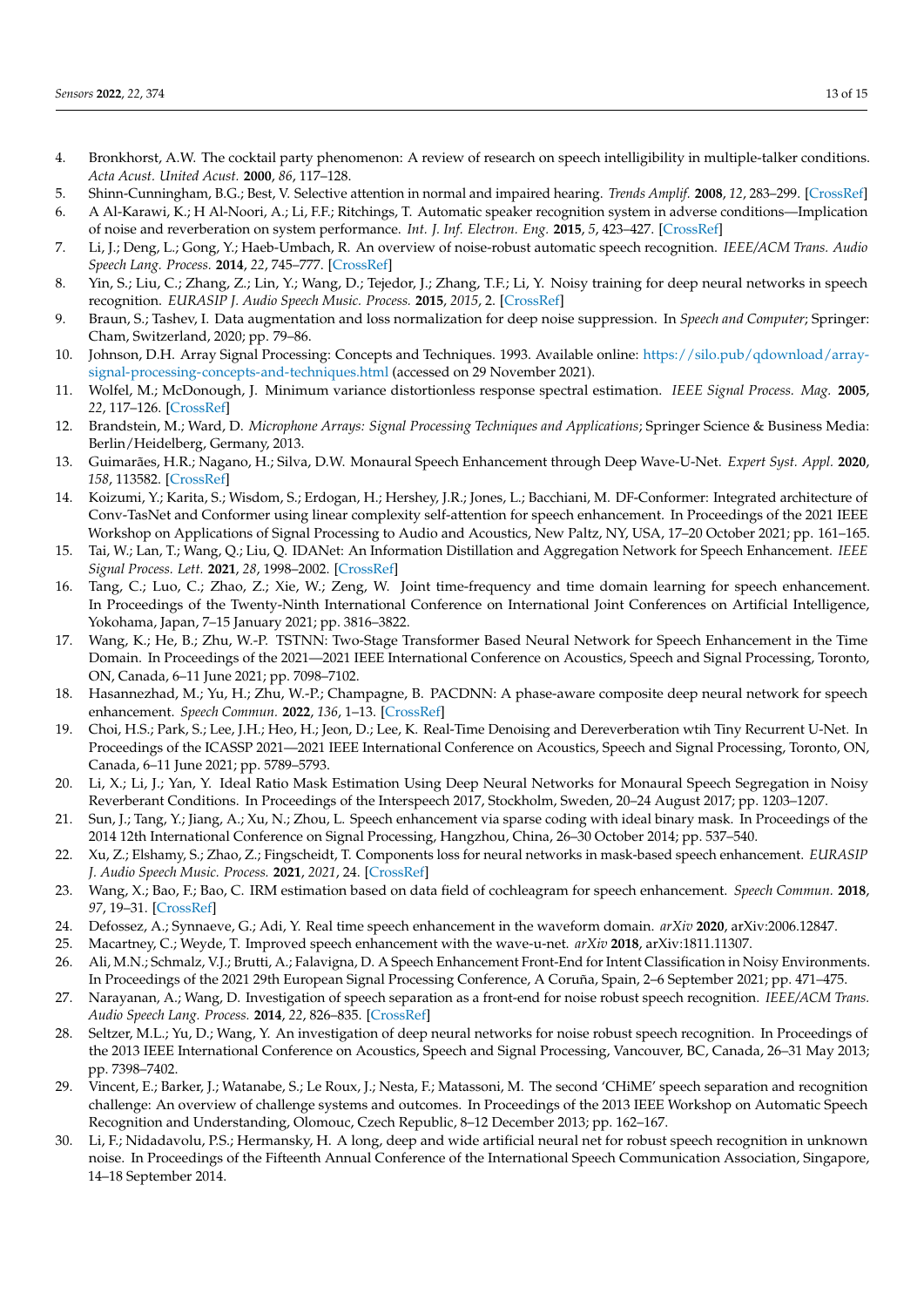4. Bronkhorst, A.W. The cocktail party phenomenon: A review of research on speech intelligibility in multiple-talker conditions. *Acta Acust. United Acust.* **2000**, *86*, 117–128.
5. Shinn-Cunningham, B.G.; Best, V. Selective attention in normal and impaired hearing. *Trends Amplif.* **2008**, *12*, 283–299. [CrossRef]
6. A Al-Karawi, K.; H Al-Noori, A.; Li, F.F.; Ritchings, T. Automatic speaker recognition system in adverse conditions—Implication of noise and reverberation on system performance. *Int. J. Inf. Electron. Eng.* **2015**, *5*, 423–427. [CrossRef]
7. Li, J.; Deng, L.; Gong, Y.; Haeb-Umbach, R. An overview of noise-robust automatic speech recognition. *IEEE/ACM Trans. Audio Speech Lang. Process.* **2014**, *22*, 745–777. [CrossRef]
8. Yin, S.; Liu, C.; Zhang, Z.; Lin, Y.; Wang, D.; Tejedor, J.; Zhang, T.F.; Li, Y. Noisy training for deep neural networks in speech recognition. *EURASIP J. Audio Speech Music. Process.* **2015**, *2015*, 2. [CrossRef]
9. Braun, S.; Tashev, I. Data augmentation and loss normalization for deep noise suppression. In *Speech and Computer*; Springer: Cham, Switzerland, 2020; pp. 79–86.
10. Johnson, D.H. Array Signal Processing: Concepts and Techniques. 1993. Available online: https://silo.pub/qdownload/array-signal-processing-concepts-and-techniques.html (accessed on 29 November 2021).
11. Wolfel, M.; McDonough, J. Minimum variance distortionless response spectral estimation. *IEEE Signal Process. Mag.* **2005**, *22*, 117–126. [CrossRef]
12. Brandstein, M.; Ward, D. *Microphone Arrays: Signal Processing Techniques and Applications*; Springer Science & Business Media: Berlin/Heidelberg, Germany, 2013.
13. Guimarães, H.R.; Nagano, H.; Silva, D.W. Monaural Speech Enhancement through Deep Wave-U-Net. *Expert Syst. Appl.* **2020**, *158*, 113582. [CrossRef]
14. Koizumi, Y.; Karita, S.; Wisdom, S.; Erdogan, H.; Hershey, J.R.; Jones, L.; Bacchiani, M. DF-Conformer: Integrated architecture of Conv-TasNet and Conformer using linear complexity self-attention for speech enhancement. In Proceedings of the 2021 IEEE Workshop on Applications of Signal Processing to Audio and Acoustics, New Paltz, NY, USA, 17–20 October 2021; pp. 161–165.
15. Tai, W.; Lan, T.; Wang, Q.; Liu, Q. IDANet: An Information Distillation and Aggregation Network for Speech Enhancement. *IEEE Signal Process. Lett.* **2021**, *28*, 1998–2002. [CrossRef]
16. Tang, C.; Luo, C.; Zhao, Z.; Xie, W.; Zeng, W. Joint time-frequency and time domain learning for speech enhancement. In Proceedings of the Twenty-Ninth International Conference on International Joint Conferences on Artificial Intelligence, Yokohama, Japan, 7–15 January 2021; pp. 3816–3822.
17. Wang, K.; He, B.; Zhu, W.-P. TSTNN: Two-Stage Transformer Based Neural Network for Speech Enhancement in the Time Domain. In Proceedings of the 2021—2021 IEEE International Conference on Acoustics, Speech and Signal Processing, Toronto, ON, Canada, 6–11 June 2021; pp. 7098–7102.
18. Hasannezhad, M.; Yu, H.; Zhu, W.-P.; Champagne, B. PACDNN: A phase-aware composite deep neural network for speech enhancement. *Speech Commun.* **2022**, *136*, 1–13. [CrossRef]
19. Choi, H.S.; Park, S.; Lee, J.H.; Heo, H.; Jeon, D.; Lee, K. Real-Time Denoising and Dereverberation wtih Tiny Recurrent U-Net. In Proceedings of the ICASSP 2021—2021 IEEE International Conference on Acoustics, Speech and Signal Processing, Toronto, ON, Canada, 6–11 June 2021; pp. 5789–5793.
20. Li, X.; Li, J.; Yan, Y. Ideal Ratio Mask Estimation Using Deep Neural Networks for Monaural Speech Segregation in Noisy Reverberant Conditions. In Proceedings of the Interspeech 2017, Stockholm, Sweden, 20–24 August 2017; pp. 1203–1207.
21. Sun, J.; Tang, Y.; Jiang, A.; Xu, N.; Zhou, L. Speech enhancement via sparse coding with ideal binary mask. In Proceedings of the 2014 12th International Conference on Signal Processing, Hangzhou, China, 26–30 October 2014; pp. 537–540.
22. Xu, Z.; Elshamy, S.; Zhao, Z.; Fingscheidt, T. Components loss for neural networks in mask-based speech enhancement. *EURASIP J. Audio Speech Music. Process.* **2021**, *2021*, 24. [CrossRef]
23. Wang, X.; Bao, F.; Bao, C. IRM estimation based on data field of cochleagram for speech enhancement. *Speech Commun.* **2018**, *97*, 19–31. [CrossRef]
24. Defossez, A.; Synnaeve, G.; Adi, Y. Real time speech enhancement in the waveform domain. *arXiv* **2020**, arXiv:2006.12847.
25. Macartney, C.; Weyde, T. Improved speech enhancement with the wave-u-net. *arXiv* **2018**, arXiv:1811.11307.
26. Ali, M.N.; Schmalz, V.J.; Brutti, A.; Falavigna, D. A Speech Enhancement Front-End for Intent Classification in Noisy Environments. In Proceedings of the 2021 29th European Signal Processing Conference, A Coruña, Spain, 2–6 September 2021; pp. 471–475.
27. Narayanan, A.; Wang, D. Investigation of speech separation as a front-end for noise robust speech recognition. *IEEE/ACM Trans. Audio Speech Lang. Process.* **2014**, *22*, 826–835. [CrossRef]
28. Seltzer, M.L.; Yu, D.; Wang, Y. An investigation of deep neural networks for noise robust speech recognition. In Proceedings of the 2013 IEEE International Conference on Acoustics, Speech and Signal Processing, Vancouver, BC, Canada, 26–31 May 2013; pp. 7398–7402.
29. Vincent, E.; Barker, J.; Watanabe, S.; Le Roux, J.; Nesta, F.; Matassoni, M. The second 'CHiME' speech separation and recognition challenge: An overview of challenge systems and outcomes. In Proceedings of the 2013 IEEE Workshop on Automatic Speech Recognition and Understanding, Olomouc, Czech Republic, 8–12 December 2013; pp. 162–167.
30. Li, F.; Nidadavolu, P.S.; Hermansky, H. A long, deep and wide artificial neural net for robust speech recognition in unknown noise. In Proceedings of the Fifteenth Annual Conference of the International Speech Communication Association, Singapore, 14–18 September 2014.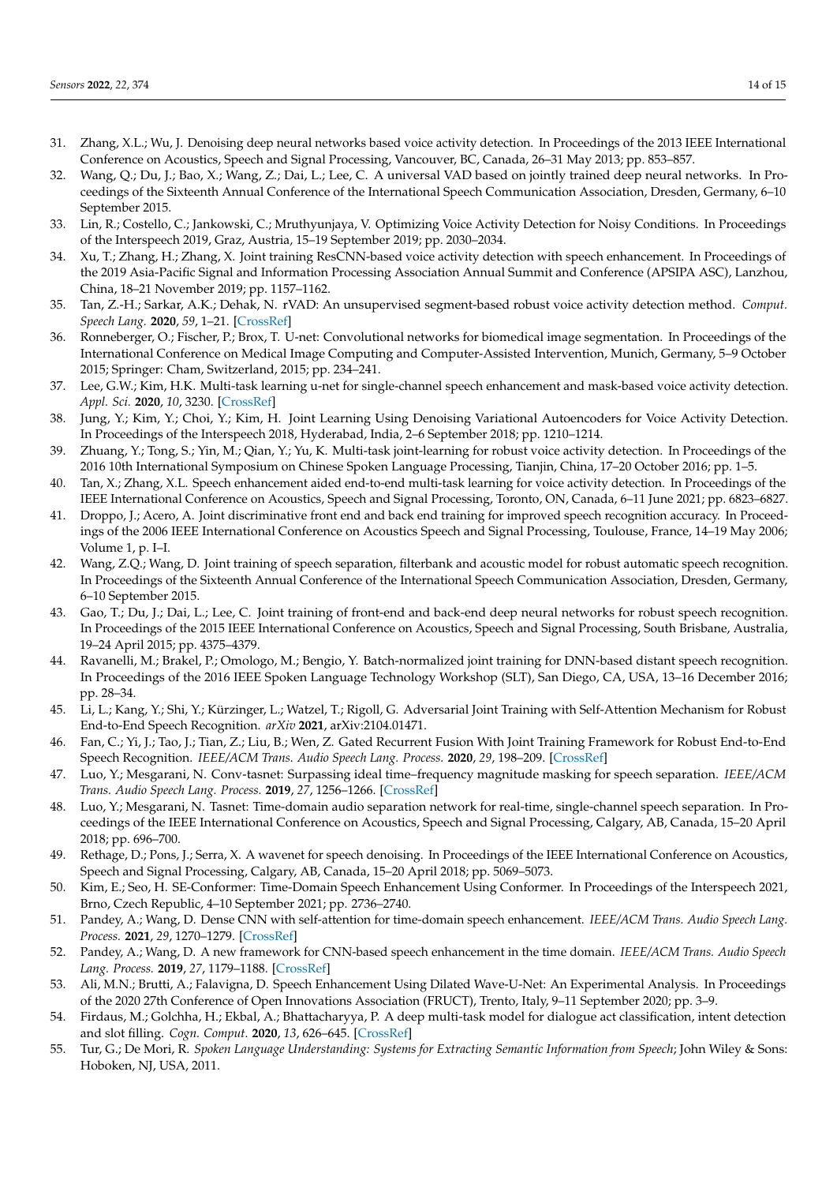31. Zhang, X.L.; Wu, J. Denoising deep neural networks based voice activity detection. In Proceedings of the 2013 IEEE International Conference on Acoustics, Speech and Signal Processing, Vancouver, BC, Canada, 26–31 May 2013; pp. 853–857.
32. Wang, Q.; Du, J.; Bao, X.; Wang, Z.; Dai, L.; Lee, C. A universal VAD based on jointly trained deep neural networks. In Proceedings of the Sixteenth Annual Conference of the International Speech Communication Association, Dresden, Germany, 6–10 September 2015.
33. Lin, R.; Costello, C.; Jankowski, C.; Mruthyunjaya, V. Optimizing Voice Activity Detection for Noisy Conditions. In Proceedings of the Interspeech 2019, Graz, Austria, 15–19 September 2019; pp. 2030–2034.
34. Xu, T.; Zhang, H.; Zhang, X. Joint training ResCNN-based voice activity detection with speech enhancement. In Proceedings of the 2019 Asia-Pacific Signal and Information Processing Association Annual Summit and Conference (APSIPA ASC), Lanzhou, China, 18–21 November 2019; pp. 1157–1162.
35. Tan, Z.-H.; Sarkar, A.K.; Dehak, N. rVAD: An unsupervised segment-based robust voice activity detection method. *Comput. Speech Lang.* **2020**, *59*, 1–21. [CrossRef]
36. Ronneberger, O.; Fischer, P.; Brox, T. U-net: Convolutional networks for biomedical image segmentation. In Proceedings of the International Conference on Medical Image Computing and Computer-Assisted Intervention, Munich, Germany, 5–9 October 2015; Springer: Cham, Switzerland, 2015; pp. 234–241.
37. Lee, G.W.; Kim, H.K. Multi-task learning u-net for single-channel speech enhancement and mask-based voice activity detection. *Appl. Sci.* **2020**, *10*, 3230. [CrossRef]
38. Jung, Y.; Kim, Y.; Choi, Y.; Kim, H. Joint Learning Using Denoising Variational Autoencoders for Voice Activity Detection. In Proceedings of the Interspeech 2018, Hyderabad, India, 2–6 September 2018; pp. 1210–1214.
39. Zhuang, Y.; Tong, S.; Yin, M.; Qian, Y.; Yu, K. Multi-task joint-learning for robust voice activity detection. In Proceedings of the 2016 10th International Symposium on Chinese Spoken Language Processing, Tianjin, China, 17–20 October 2016; pp. 1–5.
40. Tan, X.; Zhang, X.L. Speech enhancement aided end-to-end multi-task learning for voice activity detection. In Proceedings of the IEEE International Conference on Acoustics, Speech and Signal Processing, Toronto, ON, Canada, 6–11 June 2021; pp. 6823–6827.
41. Droppo, J.; Acero, A. Joint discriminative front end and back end training for improved speech recognition accuracy. In Proceedings of the 2006 IEEE International Conference on Acoustics Speech and Signal Processing, Toulouse, France, 14–19 May 2006; Volume 1, p. I–I.
42. Wang, Z.Q.; Wang, D. Joint training of speech separation, filterbank and acoustic model for robust automatic speech recognition. In Proceedings of the Sixteenth Annual Conference of the International Speech Communication Association, Dresden, Germany, 6–10 September 2015.
43. Gao, T.; Du, J.; Dai, L.; Lee, C. Joint training of front-end and back-end deep neural networks for robust speech recognition. In Proceedings of the 2015 IEEE International Conference on Acoustics, Speech and Signal Processing, South Brisbane, Australia, 19–24 April 2015; pp. 4375–4379.
44. Ravanelli, M.; Brakel, P.; Omologo, M.; Bengio, Y. Batch-normalized joint training for DNN-based distant speech recognition. In Proceedings of the 2016 IEEE Spoken Language Technology Workshop (SLT), San Diego, CA, USA, 13–16 December 2016; pp. 28–34.
45. Li, L.; Kang, Y.; Shi, Y.; Kürzinger, L.; Watzel, T.; Rigoll, G. Adversarial Joint Training with Self-Attention Mechanism for Robust End-to-End Speech Recognition. *arXiv* **2021**, arXiv:2104.01471.
46. Fan, C.; Yi, J.; Tao, J.; Tian, Z.; Liu, B.; Wen, Z. Gated Recurrent Fusion With Joint Training Framework for Robust End-to-End Speech Recognition. *IEEE/ACM Trans. Audio Speech Lang. Process.* **2020**, *29*, 198–209. [CrossRef]
47. Luo, Y.; Mesgarani, N. Conv-tasnet: Surpassing ideal time–frequency magnitude masking for speech separation. *IEEE/ACM Trans. Audio Speech Lang. Process.* **2019**, *27*, 1256–1266. [CrossRef]
48. Luo, Y.; Mesgarani, N. Tasnet: Time-domain audio separation network for real-time, single-channel speech separation. In Proceedings of the IEEE International Conference on Acoustics, Speech and Signal Processing, Calgary, AB, Canada, 15–20 April 2018; pp. 696–700.
49. Rethage, D.; Pons, J.; Serra, X. A wavenet for speech denoising. In Proceedings of the IEEE International Conference on Acoustics, Speech and Signal Processing, Calgary, AB, Canada, 15–20 April 2018; pp. 5069–5073.
50. Kim, E.; Seo, H. SE-Conformer: Time-Domain Speech Enhancement Using Conformer. In Proceedings of the Interspeech 2021, Brno, Czech Republic, 4–10 September 2021; pp. 2736–2740.
51. Pandey, A.; Wang, D. Dense CNN with self-attention for time-domain speech enhancement. *IEEE/ACM Trans. Audio Speech Lang. Process.* **2021**, *29*, 1270–1279. [CrossRef]
52. Pandey, A.; Wang, D. A new framework for CNN-based speech enhancement in the time domain. *IEEE/ACM Trans. Audio Speech Lang. Process.* **2019**, *27*, 1179–1188. [CrossRef]
53. Ali, M.N.; Brutti, A.; Falavigna, D. Speech Enhancement Using Dilated Wave-U-Net: An Experimental Analysis. In Proceedings of the 2020 27th Conference of Open Innovations Association (FRUCT), Trento, Italy, 9–11 September 2020; pp. 3–9.
54. Firdaus, M.; Golchha, H.; Ekbal, A.; Bhattacharyya, P. A deep multi-task model for dialogue act classification, intent detection and slot filling. *Cogn. Comput.* **2020**, *13*, 626–645. [CrossRef]
55. Tur, G.; De Mori, R. *Spoken Language Understanding: Systems for Extracting Semantic Information from Speech*; John Wiley & Sons: Hoboken, NJ, USA, 2011.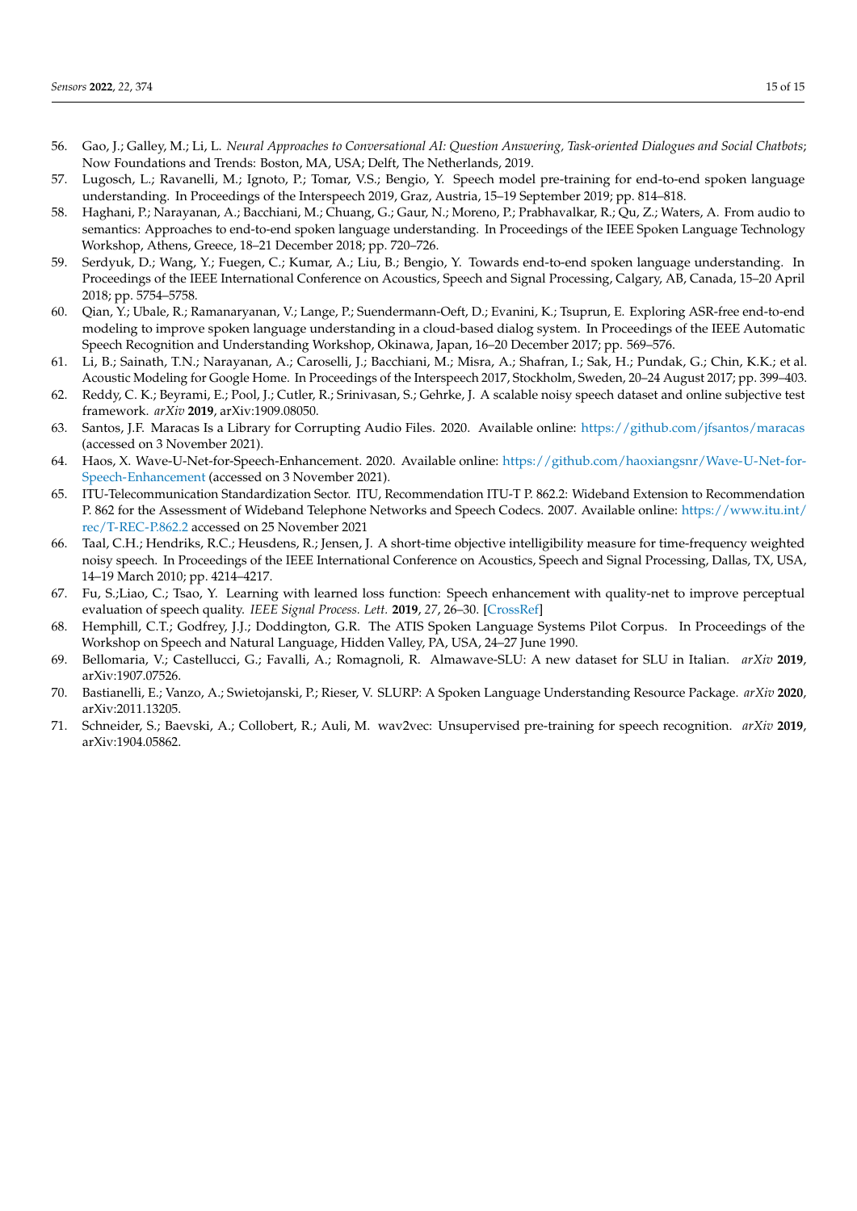56. Gao, J.; Galley, M.; Li, L. *Neural Approaches to Conversational AI: Question Answering, Task-oriented Dialogues and Social Chatbots*; Now Foundations and Trends: Boston, MA, USA; Delft, The Netherlands, 2019.
57. Lugosch, L.; Ravanelli, M.; Ignoto, P.; Tomar, V.S.; Bengio, Y. Speech model pre-training for end-to-end spoken language understanding. In Proceedings of the Interspeech 2019, Graz, Austria, 15–19 September 2019; pp. 814–818.
58. Haghani, P.; Narayanan, A.; Bacchiani, M.; Chuang, G.; Gaur, N.; Moreno, P.; Prabhavalkar, R.; Qu, Z.; Waters, A. From audio to semantics: Approaches to end-to-end spoken language understanding. In Proceedings of the IEEE Spoken Language Technology Workshop, Athens, Greece, 18–21 December 2018; pp. 720–726.
59. Serdyuk, D.; Wang, Y.; Fuegen, C.; Kumar, A.; Liu, B.; Bengio, Y. Towards end-to-end spoken language understanding. In Proceedings of the IEEE International Conference on Acoustics, Speech and Signal Processing, Calgary, AB, Canada, 15–20 April 2018; pp. 5754–5758.
60. Qian, Y.; Ubale, R.; Ramanaryanan, V.; Lange, P.; Suendermann-Oeft, D.; Evanini, K.; Tsuprun, E. Exploring ASR-free end-to-end modeling to improve spoken language understanding in a cloud-based dialog system. In Proceedings of the IEEE Automatic Speech Recognition and Understanding Workshop, Okinawa, Japan, 16–20 December 2017; pp. 569–576.
61. Li, B.; Sainath, T.N.; Narayanan, A.; Caroselli, J.; Bacchiani, M.; Misra, A.; Shafran, I.; Sak, H.; Pundak, G.; Chin, K.K.; et al. Acoustic Modeling for Google Home. In Proceedings of the Interspeech 2017, Stockholm, Sweden, 20–24 August 2017; pp. 399–403.
62. Reddy, C. K.; Beyrami, E.; Pool, J.; Cutler, R.; Srinivasan, S.; Gehrke, J. A scalable noisy speech dataset and online subjective test framework. *arXiv* **2019**, arXiv:1909.08050.
63. Santos, J.F. Maracas Is a Library for Corrupting Audio Files. 2020. Available online: https://github.com/jfsantos/maracas (accessed on 3 November 2021).
64. Haos, X. Wave-U-Net-for-Speech-Enhancement. 2020. Available online: https://github.com/haoxiangsnr/Wave-U-Net-for-Speech-Enhancement (accessed on 3 November 2021).
65. ITU-Telecommunication Standardization Sector. ITU, Recommendation ITU-T P. 862.2: Wideband Extension to Recommendation P. 862 for the Assessment of Wideband Telephone Networks and Speech Codecs. 2007. Available online: https://www.itu.int/rec/T-REC-P.862.2 accessed on 25 November 2021
66. Taal, C.H.; Hendriks, R.C.; Heusdens, R.; Jensen, J. A short-time objective intelligibility measure for time-frequency weighted noisy speech. In Proceedings of the IEEE International Conference on Acoustics, Speech and Signal Processing, Dallas, TX, USA, 14–19 March 2010; pp. 4214–4217.
67. Fu, S.;Liao, C.; Tsao, Y. Learning with learned loss function: Speech enhancement with quality-net to improve perceptual evaluation of speech quality. *IEEE Signal Process. Lett.* **2019**, *27*, 26–30. [CrossRef]
68. Hemphill, C.T.; Godfrey, J.J.; Doddington, G.R. The ATIS Spoken Language Systems Pilot Corpus. In Proceedings of the Workshop on Speech and Natural Language, Hidden Valley, PA, USA, 24–27 June 1990.
69. Bellomaria, V.; Castellucci, G.; Favalli, A.; Romagnoli, R. Almawave-SLU: A new dataset for SLU in Italian. *arXiv* **2019**, arXiv:1907.07526.
70. Bastianelli, E.; Vanzo, A.; Swietojanski, P.; Rieser, V. SLURP: A Spoken Language Understanding Resource Package. *arXiv* **2020**, arXiv:2011.13205.
71. Schneider, S.; Baevski, A.; Collobert, R.; Auli, M. wav2vec: Unsupervised pre-training for speech recognition. *arXiv* **2019**, arXiv:1904.05862.